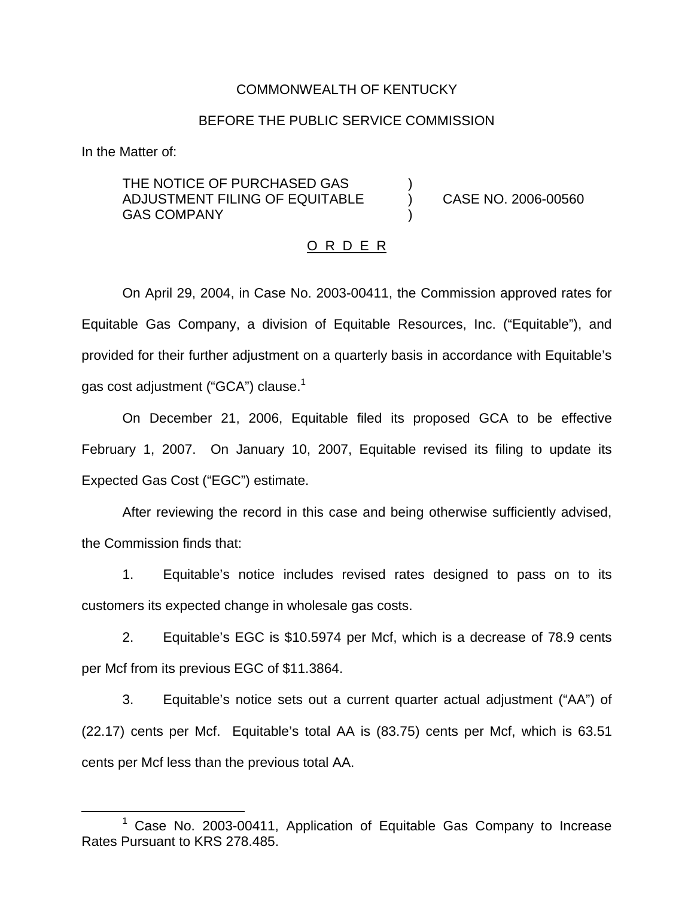COMMONWEALTH OF KENTUCKY

BEFORE THE PUBLIC SERVICE COMMISSION

In the Matter of:

THE NOTICE OF PURCHASED GAS ADJUSTMENT FILING OF EQUITABLE GAS COMPANY ) CASE NO. 2006-00560

O R D E R

On April 29, 2004, in Case No. 2003-00411, the Commission approved rates for Equitable Gas Company, a division of Equitable Resources, Inc. ("Equitable"), and provided for their further adjustment on a quarterly basis in accordance with Equitable's gas cost adjustment ("GCA") clause.[1]

On December 21, 2006, Equitable filed its proposed GCA to be effective February 1, 2007. On January 10, 2007, Equitable revised its filing to update its Expected Gas Cost ("EGC") estimate.

After reviewing the record in this case and being otherwise sufficiently advised, the Commission finds that:

1. Equitable's notice includes revised rates designed to pass on to its customers its expected change in wholesale gas costs.

2. Equitable's EGC is $10.5974 per Mcf, which is a decrease of 78.9 cents per Mcf from its previous EGC of $11.3864.

3. Equitable's notice sets out a current quarter actual adjustment ("AA") of (22.17) cents per Mcf. Equitable's total AA is (83.75) cents per Mcf, which is 63.51 cents per Mcf less than the previous total AA.

[1] Case No. 2003-00411, Application of Equitable Gas Company to Increase Rates Pursuant to KRS 278.485.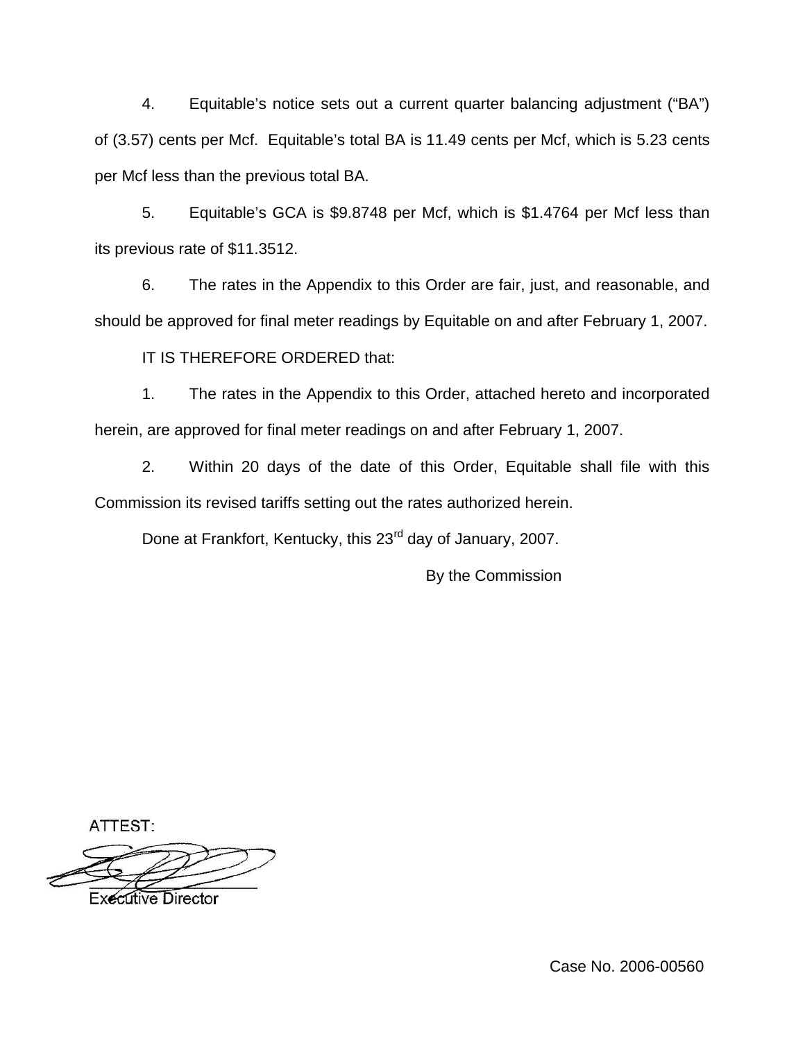4. Equitable's notice sets out a current quarter balancing adjustment ("BA") of (3.57) cents per Mcf. Equitable's total BA is 11.49 cents per Mcf, which is 5.23 cents per Mcf less than the previous total BA.

5. Equitable's GCA is $9.8748 per Mcf, which is $1.4764 per Mcf less than its previous rate of $11.3512.

6. The rates in the Appendix to this Order are fair, just, and reasonable, and should be approved for final meter readings by Equitable on and after February 1, 2007.

IT IS THEREFORE ORDERED that:

1. The rates in the Appendix to this Order, attached hereto and incorporated herein, are approved for final meter readings on and after February 1, 2007.

2. Within 20 days of the date of this Order, Equitable shall file with this Commission its revised tariffs setting out the rates authorized herein.

Done at Frankfort, Kentucky, this 23rd day of January, 2007.

By the Commission

ATTEST:

Executive Director

Case No. 2006-00560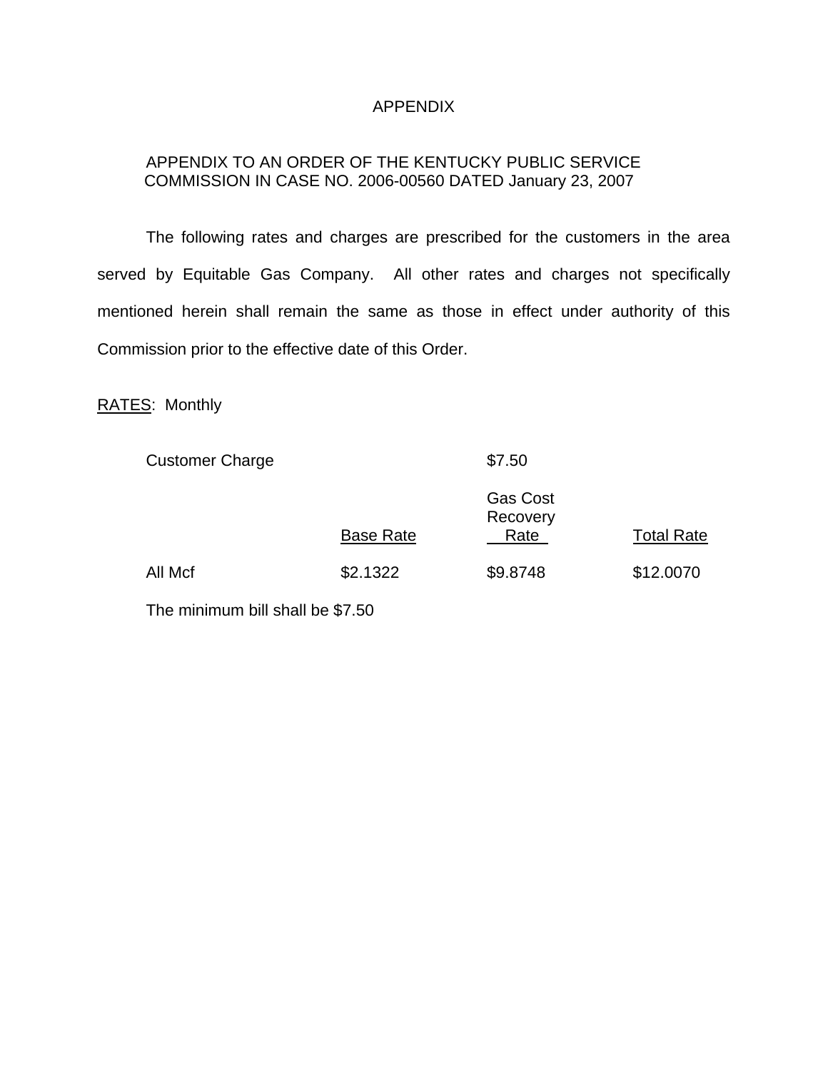# APPENDIX

APPENDIX TO AN ORDER OF THE KENTUCKY PUBLIC SERVICE COMMISSION IN CASE NO. 2006-00560 DATED January 23, 2007

The following rates and charges are prescribed for the customers in the area served by Equitable Gas Company. All other rates and charges not specifically mentioned herein shall remain the same as those in effect under authority of this Commission prior to the effective date of this Order.

RATES: Monthly

Customer Charge $7.50

| | Base Rate | Gas Cost Recovery Rate | Total Rate |
|---|---|---|---|
| All Mcf | $2.1322 | $9.8748 | $12.0070 |

The minimum bill shall be $7.50